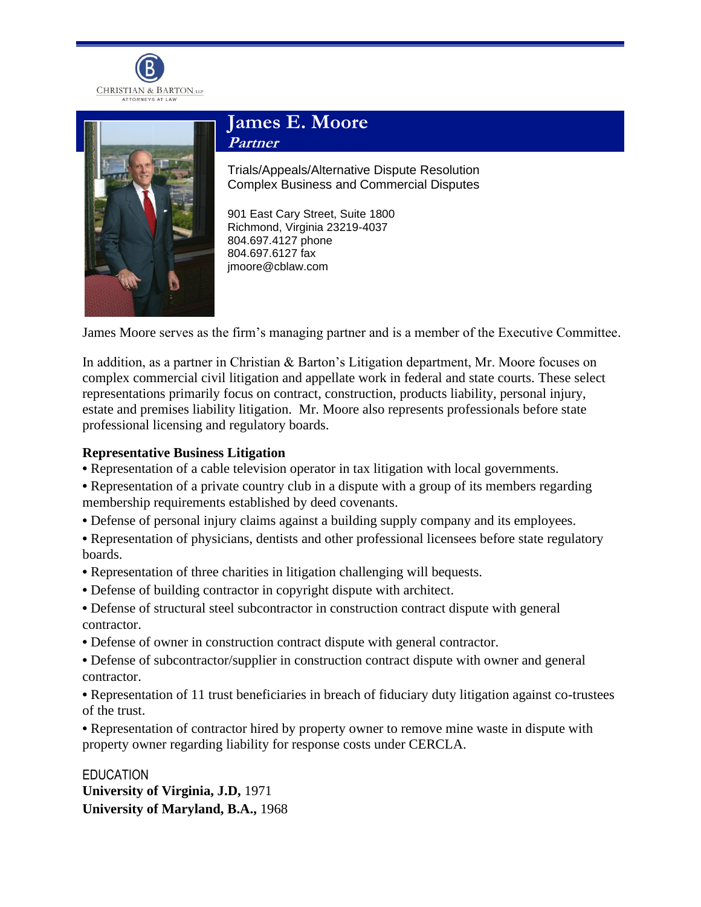CHRISTIAN & BARTON, LLP
ATTORNEYS AT LAW

# James E. Moore

***Partner***

Trials/Appeals/Alternative Dispute Resolution
Complex Business and Commercial Disputes

901 East Cary Street, Suite 1800
Richmond, Virginia 23219-4037
804.697.4127 phone
804.697.6127 fax
jmoore@cblaw.com

James Moore serves as the firm's managing partner and is a member of the Executive Committee.

In addition, as a partner in Christian & Barton's Litigation department, Mr. Moore focuses on complex commercial civil litigation and appellate work in federal and state courts. These select representations primarily focus on contract, construction, products liability, personal injury, estate and premises liability litigation. Mr. Moore also represents professionals before state professional licensing and regulatory boards.

**Representative Business Litigation**

- Representation of a cable television operator in tax litigation with local governments.
- Representation of a private country club in a dispute with a group of its members regarding membership requirements established by deed covenants.
- Defense of personal injury claims against a building supply company and its employees.
- Representation of physicians, dentists and other professional licensees before state regulatory boards.
- Representation of three charities in litigation challenging will bequests.
- Defense of building contractor in copyright dispute with architect.
- Defense of structural steel subcontractor in construction contract dispute with general contractor.
- Defense of owner in construction contract dispute with general contractor.
- Defense of subcontractor/supplier in construction contract dispute with owner and general contractor.
- Representation of 11 trust beneficiaries in breach of fiduciary duty litigation against co-trustees of the trust.
- Representation of contractor hired by property owner to remove mine waste in dispute with property owner regarding liability for response costs under CERCLA.

EDUCATION

**University of Virginia, J.D,** 1971
**University of Maryland, B.A.,** 1968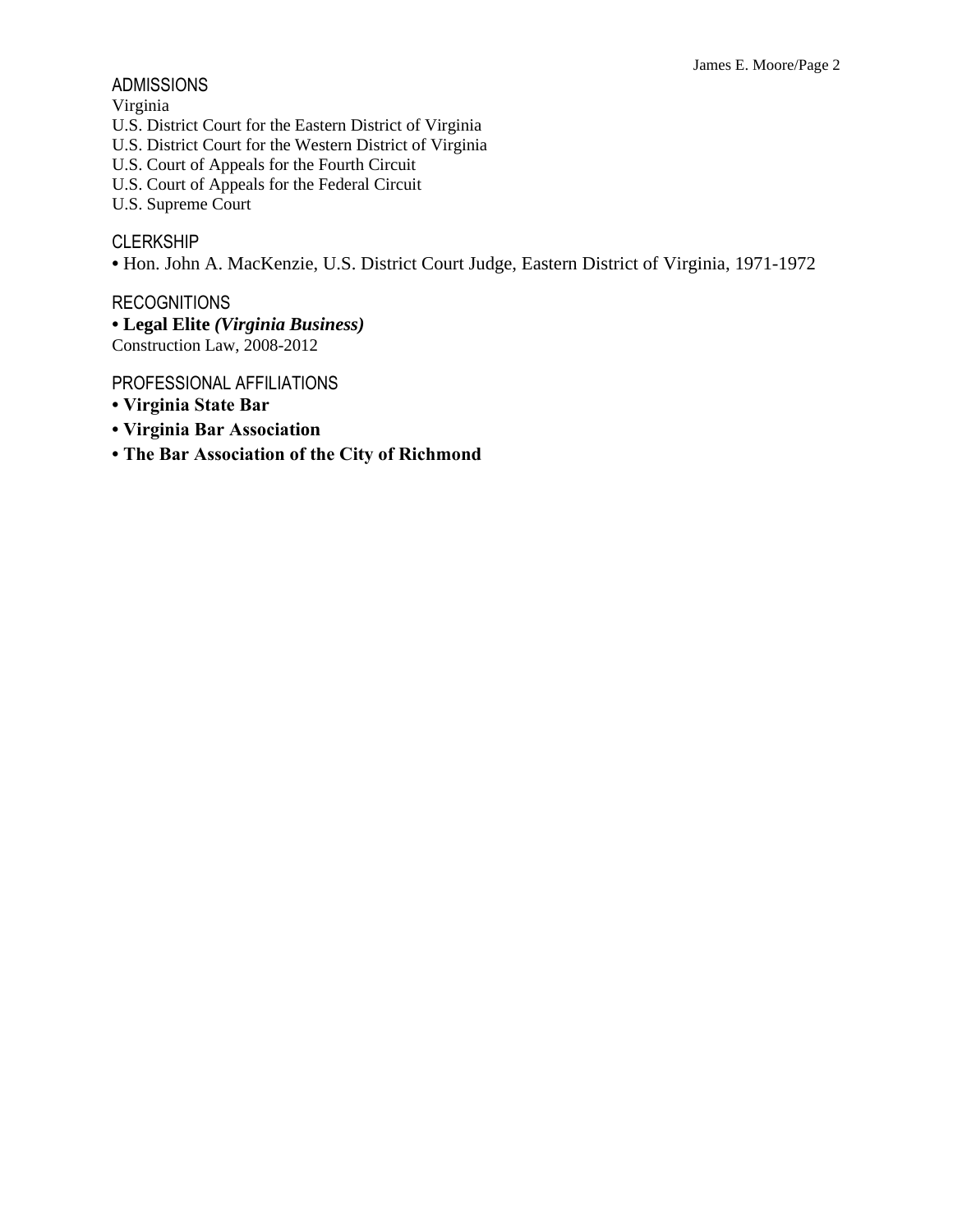## ADMISSIONS

Virginia
U.S. District Court for the Eastern District of Virginia
U.S. District Court for the Western District of Virginia
U.S. Court of Appeals for the Fourth Circuit
U.S. Court of Appeals for the Federal Circuit
U.S. Supreme Court

## CLERKSHIP

- Hon. John A. MacKenzie, U.S. District Court Judge, Eastern District of Virginia, 1971-1972

## RECOGNITIONS

- **Legal Elite *(Virginia Business)***
Construction Law, 2008-2012

## PROFESSIONAL AFFILIATIONS

- **Virginia State Bar**
- **Virginia Bar Association**
- **The Bar Association of the City of Richmond**